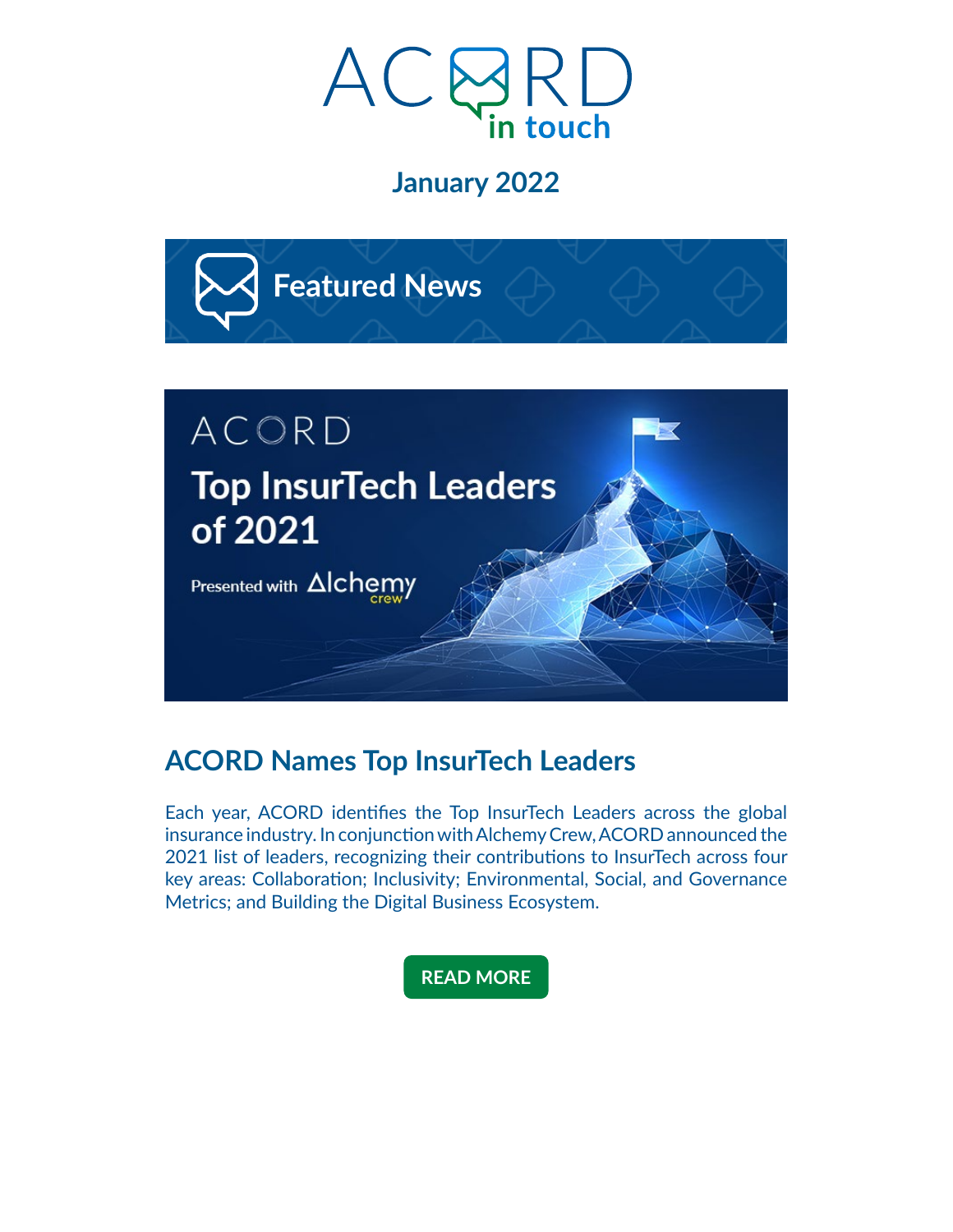# ACORD in touch

## January 2022

## Featured News

ACORD

Top InsurTech Leaders of 2021

Presented with Alchemy crew

## ACORD Names Top InsurTech Leaders

Each year, ACORD identifies the Top InsurTech Leaders across the global insurance industry. In conjunction with Alchemy Crew, ACORD announced the 2021 list of leaders, recognizing their contributions to InsurTech across four key areas: Collaboration; Inclusivity; Environmental, Social, and Governance Metrics; and Building the Digital Business Ecosystem.

READ MORE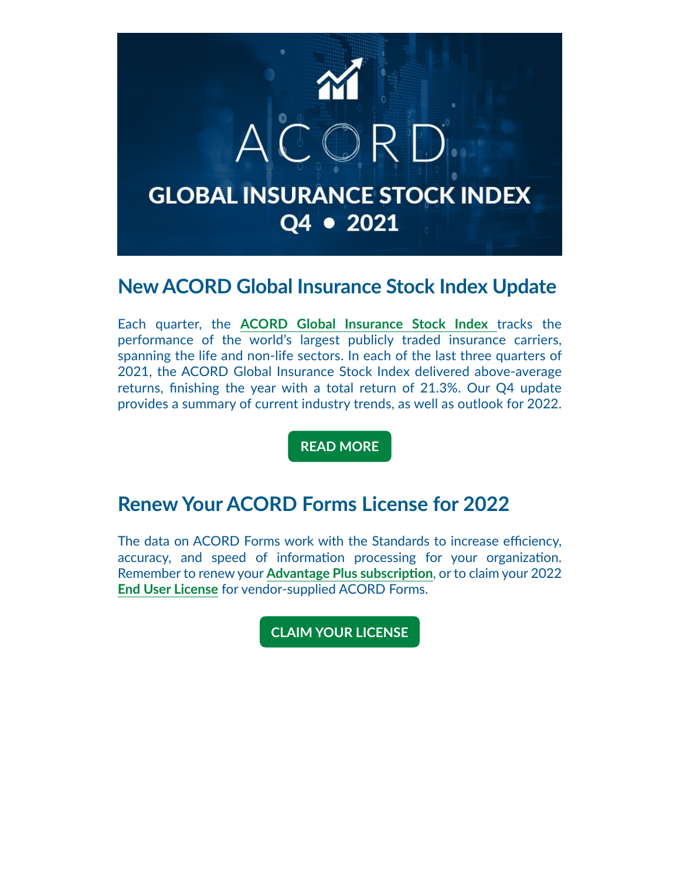ACORD

GLOBAL INSURANCE STOCK INDEX

Q4 • 2021

## New ACORD Global Insurance Stock Index Update

Each quarter, the **ACORD Global Insurance Stock Index** tracks the performance of the world's largest publicly traded insurance carriers, spanning the life and non-life sectors. In each of the last three quarters of 2021, the ACORD Global Insurance Stock Index delivered above-average returns, finishing the year with a total return of 21.3%. Our Q4 update provides a summary of current industry trends, as well as outlook for 2022.

**READ MORE**

## Renew Your ACORD Forms License for 2022

The data on ACORD Forms work with the Standards to increase efficiency, accuracy, and speed of information processing for your organization. Remember to renew your **Advantage Plus subscription**, or to claim your 2022 **End User License** for vendor-supplied ACORD Forms.

**CLAIM YOUR LICENSE**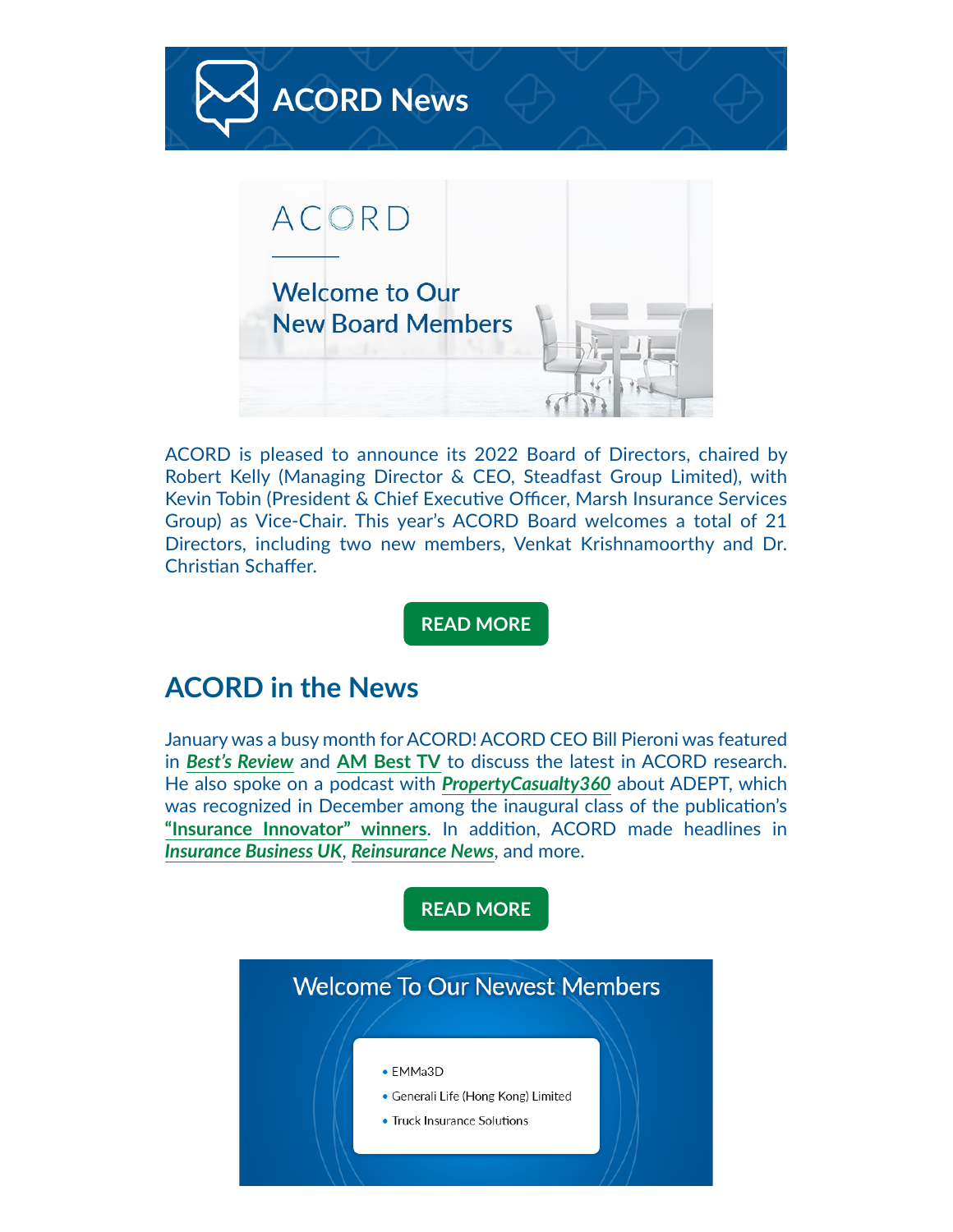# ACORD News

ACORD

## Welcome to Our New Board Members

ACORD is pleased to announce its 2022 Board of Directors, chaired by Robert Kelly (Managing Director & CEO, Steadfast Group Limited), with Kevin Tobin (President & Chief Executive Officer, Marsh Insurance Services Group) as Vice-Chair. This year's ACORD Board welcomes a total of 21 Directors, including two new members, Venkat Krishnamoorthy and Dr. Christian Schaffer.

**READ MORE**

## ACORD in the News

January was a busy month for ACORD! ACORD CEO Bill Pieroni was featured in ***Best's Review*** and **AM Best TV** to discuss the latest in ACORD research. He also spoke on a podcast with ***PropertyCasualty360*** about ADEPT, which was recognized in December among the inaugural class of the publication's **"Insurance Innovator" winners**. In addition, ACORD made headlines in ***Insurance Business UK***, ***Reinsurance News***, and more.

**READ MORE**

## Welcome To Our Newest Members

- EMMa3D
- Generali Life (Hong Kong) Limited
- Truck Insurance Solutions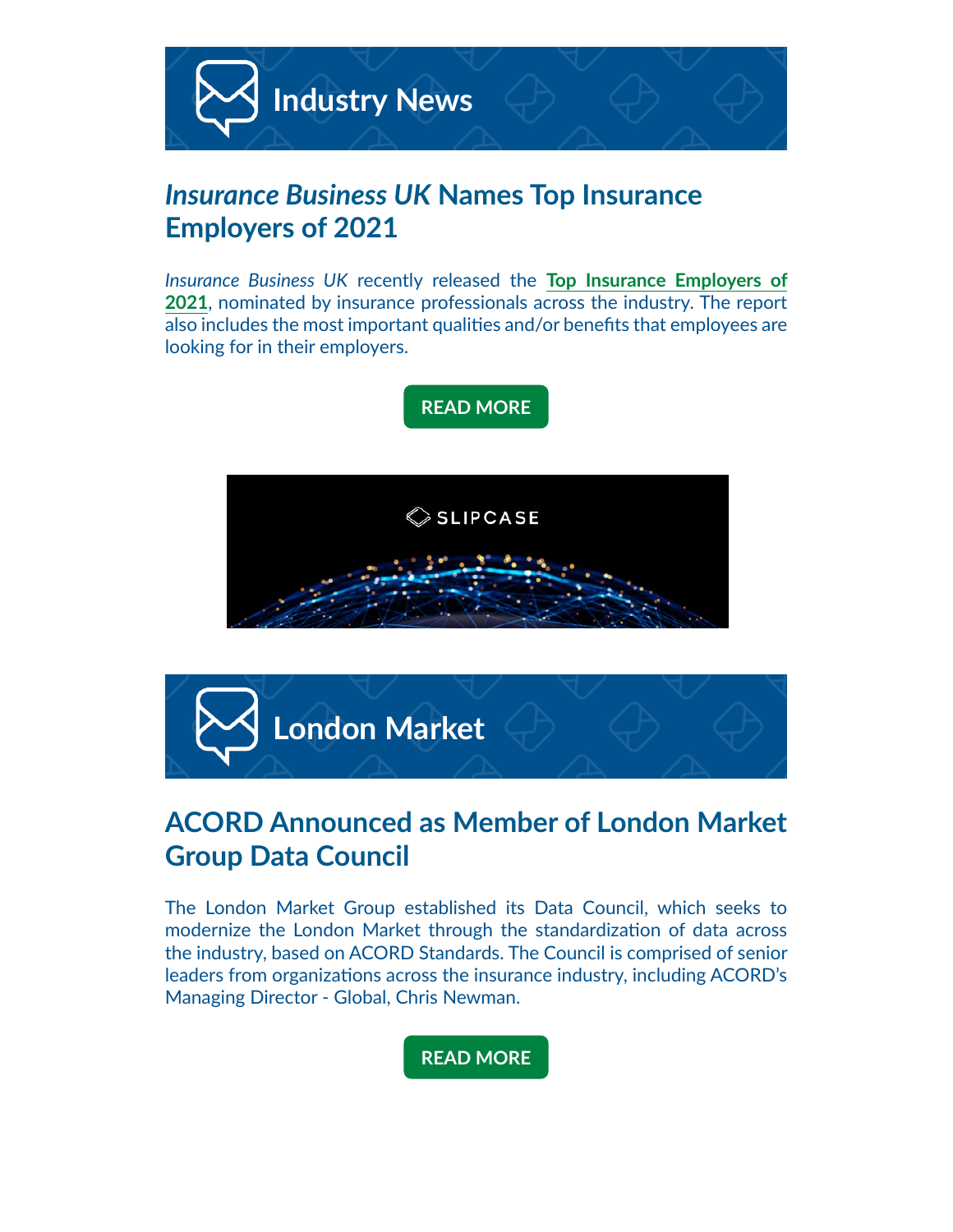# Industry News

## *Insurance Business UK* Names Top Insurance Employers of 2021

*Insurance Business UK* recently released the **Top Insurance Employers of 2021**, nominated by insurance professionals across the industry. The report also includes the most important qualities and/or benefits that employees are looking for in their employers.

**READ MORE**

SLIPCASE

# London Market

## ACORD Announced as Member of London Market Group Data Council

The London Market Group established its Data Council, which seeks to modernize the London Market through the standardization of data across the industry, based on ACORD Standards. The Council is comprised of senior leaders from organizations across the insurance industry, including ACORD's Managing Director - Global, Chris Newman.

**READ MORE**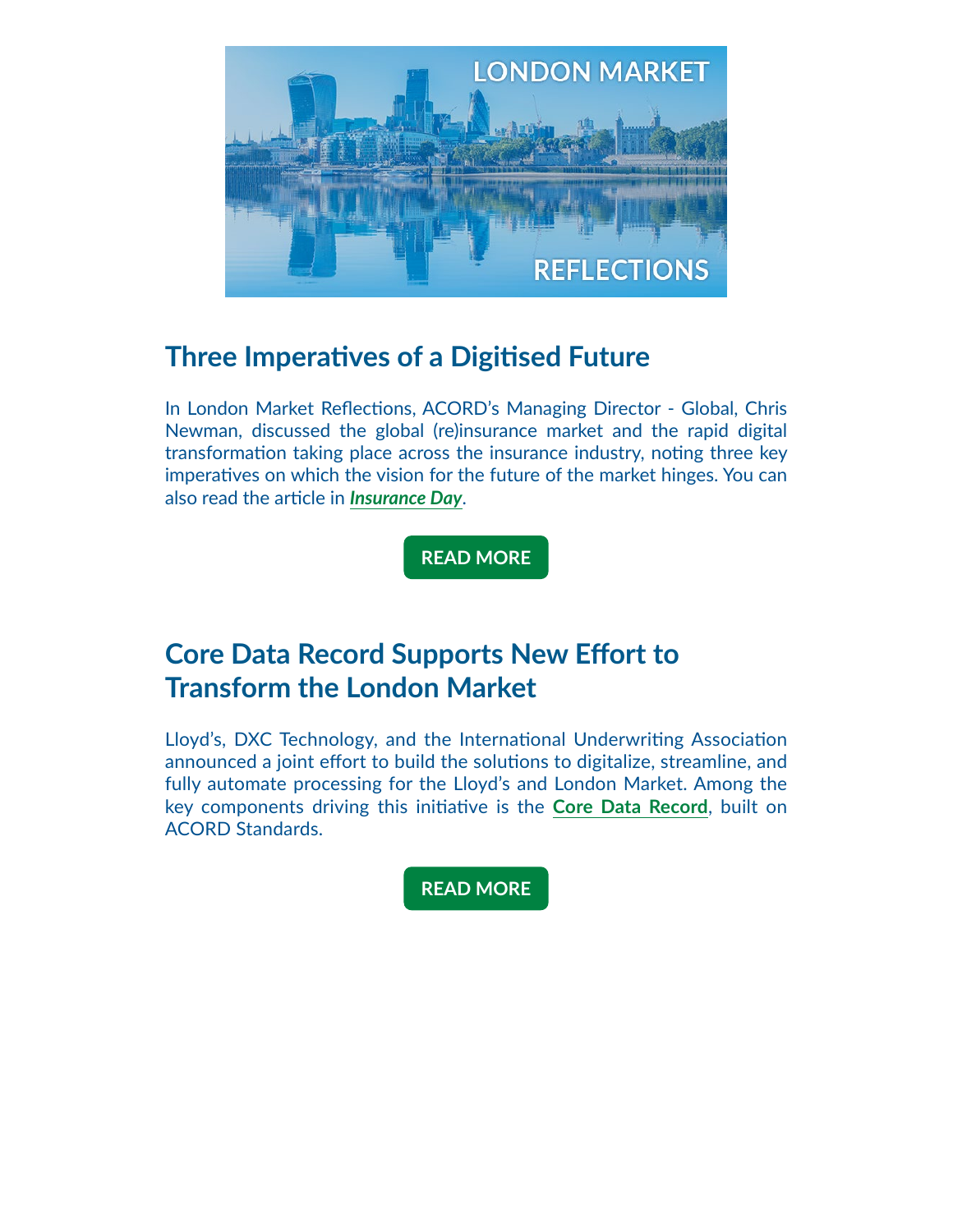## Three Imperatives of a Digitised Future

In London Market Reflections, ACORD's Managing Director - Global, Chris Newman, discussed the global (re)insurance market and the rapid digital transformation taking place across the insurance industry, noting three key imperatives on which the vision for the future of the market hinges. You can also read the article in ***Insurance Day***.

**READ MORE**

## Core Data Record Supports New Effort to Transform the London Market

Lloyd's, DXC Technology, and the International Underwriting Association announced a joint effort to build the solutions to digitalize, streamline, and fully automate processing for the Lloyd's and London Market. Among the key components driving this initiative is the **Core Data Record**, built on ACORD Standards.

**READ MORE**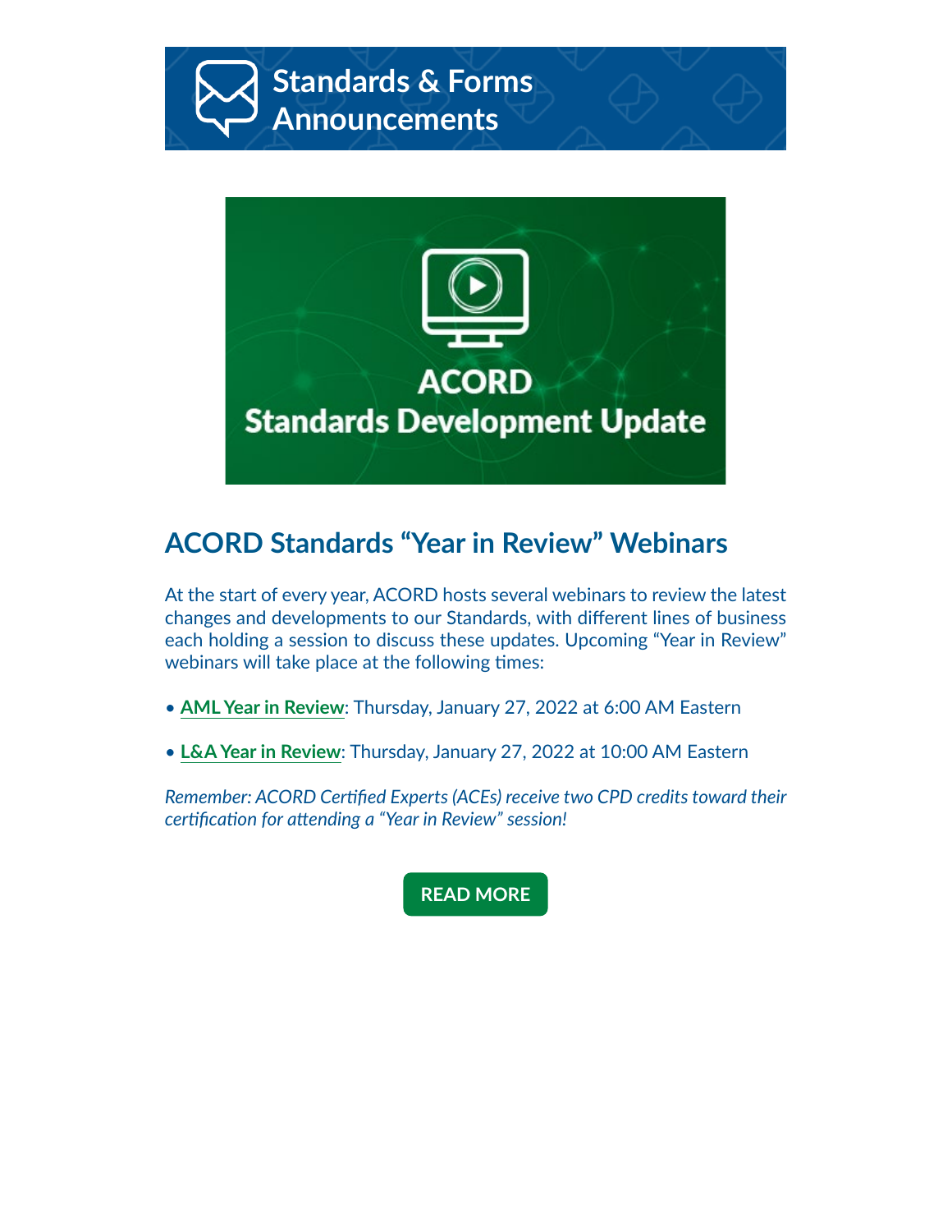# Standards & Forms Announcements

## ACORD Standards Development Update

## ACORD Standards "Year in Review" Webinars

At the start of every year, ACORD hosts several webinars to review the latest changes and developments to our Standards, with different lines of business each holding a session to discuss these updates. Upcoming "Year in Review" webinars will take place at the following times:

- **AML Year in Review**: Thursday, January 27, 2022 at 6:00 AM Eastern
- **L&A Year in Review**: Thursday, January 27, 2022 at 10:00 AM Eastern

*Remember: ACORD Certified Experts (ACEs) receive two CPD credits toward their certification for attending a "Year in Review" session!*

**READ MORE**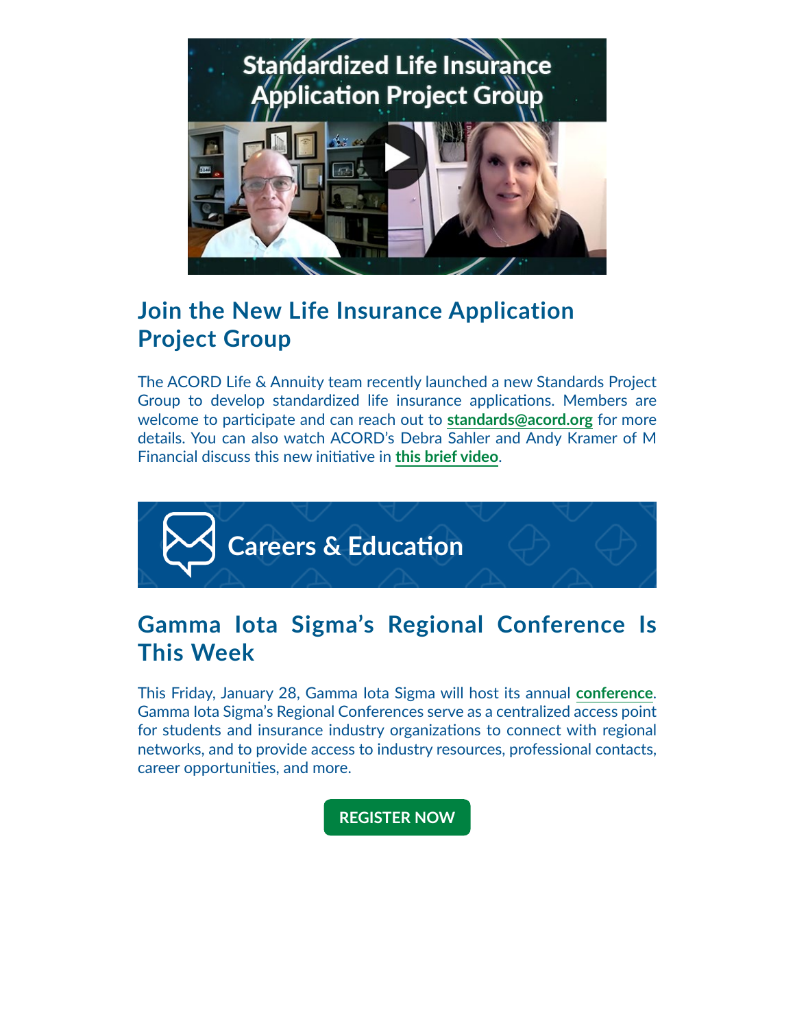## Join the New Life Insurance Application Project Group

The ACORD Life & Annuity team recently launched a new Standards Project Group to develop standardized life insurance applications. Members are welcome to participate and can reach out to **standards@acord.org** for more details. You can also watch ACORD's Debra Sahler and Andy Kramer of M Financial discuss this new initiative in **this brief video**.

# Careers & Education

## Gamma Iota Sigma's Regional Conference Is This Week

This Friday, January 28, Gamma Iota Sigma will host its annual **conference**. Gamma Iota Sigma's Regional Conferences serve as a centralized access point for students and insurance industry organizations to connect with regional networks, and to provide access to industry resources, professional contacts, career opportunities, and more.

**REGISTER NOW**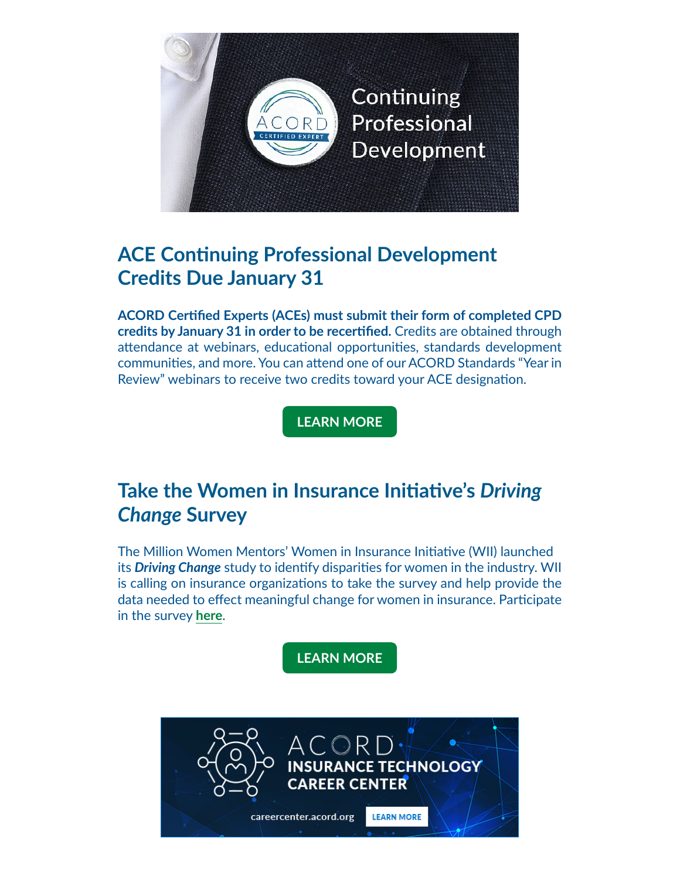## ACE Continuing Professional Development Credits Due January 31

**ACORD Certified Experts (ACEs) must submit their form of completed CPD credits by January 31 in order to be recertified.** Credits are obtained through attendance at webinars, educational opportunities, standards development communities, and more. You can attend one of our ACORD Standards "Year in Review" webinars to receive two credits toward your ACE designation.

LEARN MORE

## Take the Women in Insurance Initiative's *Driving Change* Survey

The Million Women Mentors' Women in Insurance Initiative (WII) launched its ***Driving Change*** study to identify disparities for women in the industry. WII is calling on insurance organizations to take the survey and help provide the data needed to effect meaningful change for women in insurance. Participate in the survey **here**.

LEARN MORE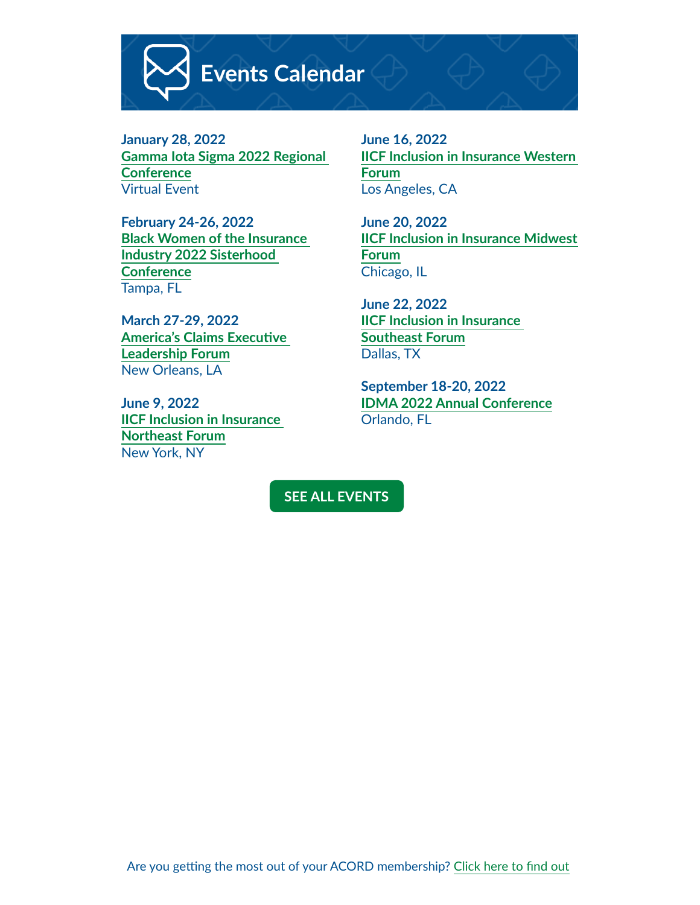# Events Calendar

**January 28, 2022**
**Gamma Iota Sigma 2022 Regional Conference**
Virtual Event

**February 24-26, 2022**
**Black Women of the Insurance Industry 2022 Sisterhood Conference**
Tampa, FL

**March 27-29, 2022**
**America's Claims Executive Leadership Forum**
New Orleans, LA

**June 9, 2022**
**IICF Inclusion in Insurance Northeast Forum**
New York, NY

**June 16, 2022**
**IICF Inclusion in Insurance Western Forum**
Los Angeles, CA

**June 20, 2022**
**IICF Inclusion in Insurance Midwest Forum**
Chicago, IL

**June 22, 2022**
**IICF Inclusion in Insurance Southeast Forum**
Dallas, TX

**September 18-20, 2022**
**IDMA 2022 Annual Conference**
Orlando, FL

**SEE ALL EVENTS**

Are you getting the most out of your ACORD membership? Click here to find out